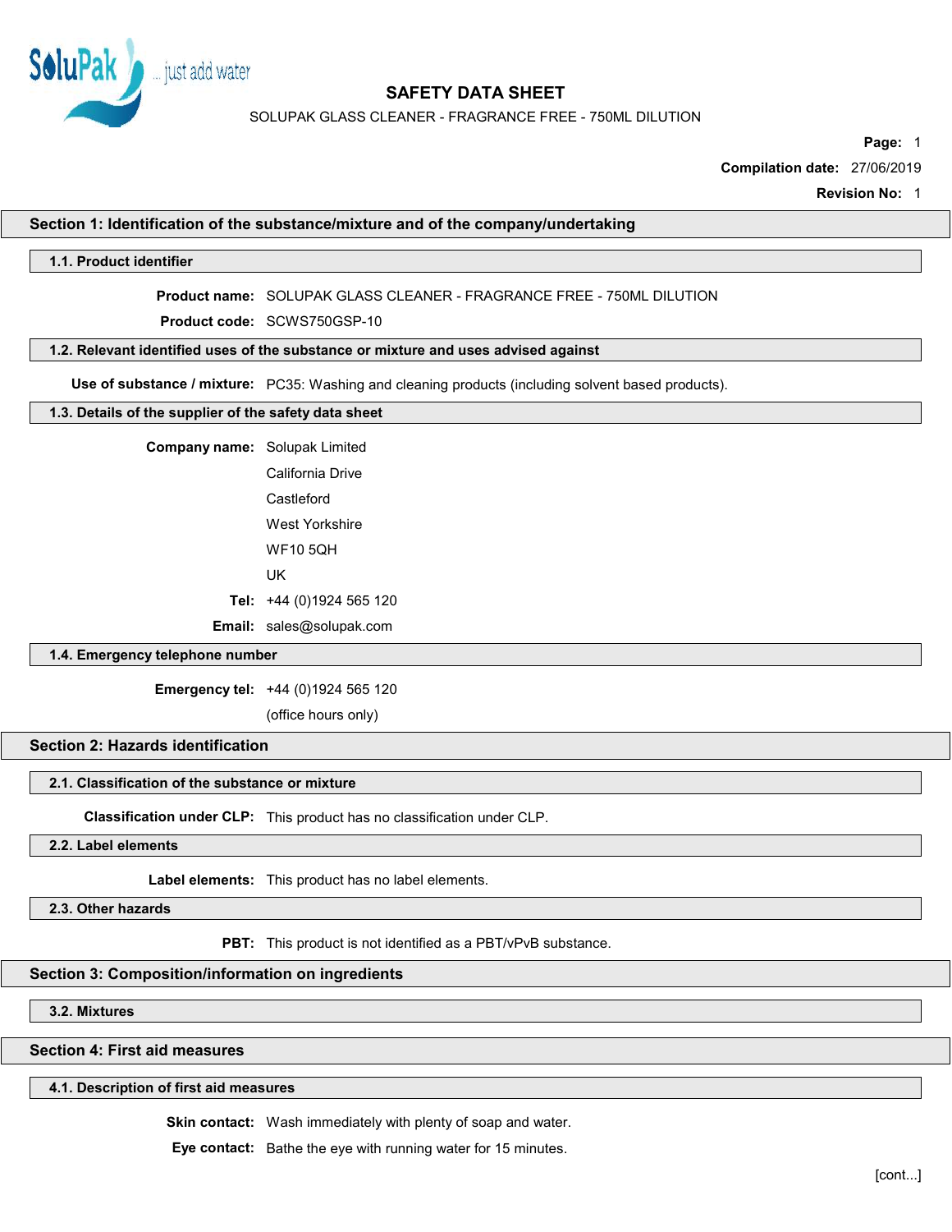# SAFETY DATA SHEET

SOLUPAK GLASS CLEANER - FRAGRANCE FREE - 750ML DILUTION

**Compilation date:** 27/06/2019

**Revision No:** 1

## Section 1: Identification of the substance/mixture and of the company/undertaking

### 1.1. Product identifier

**Product name:** SOLUPAK GLASS CLEANER - FRAGRANCE FREE - 750ML DILUTION

**Product code:** SCWS750GSP-10

### 1.2. Relevant identified uses of the substance or mixture and uses advised against

**Use of substance / mixture:** PC35: Washing and cleaning products (including solvent based products).

### 1.3. Details of the supplier of the safety data sheet

**Company name:** Solupak Limited
California Drive
Castleford
West Yorkshire
WF10 5QH
UK

**Tel:** +44 (0)1924 565 120

**Email:** sales@solupak.com

### 1.4. Emergency telephone number

**Emergency tel:** +44 (0)1924 565 120
(office hours only)

## Section 2: Hazards identification

### 2.1. Classification of the substance or mixture

**Classification under CLP:** This product has no classification under CLP.

### 2.2. Label elements

**Label elements:** This product has no label elements.

### 2.3. Other hazards

**PBT:** This product is not identified as a PBT/vPvB substance.

## Section 3: Composition/information on ingredients

### 3.2. Mixtures

## Section 4: First aid measures

### 4.1. Description of first aid measures

**Skin contact:** Wash immediately with plenty of soap and water.

**Eye contact:** Bathe the eye with running water for 15 minutes.

[cont...]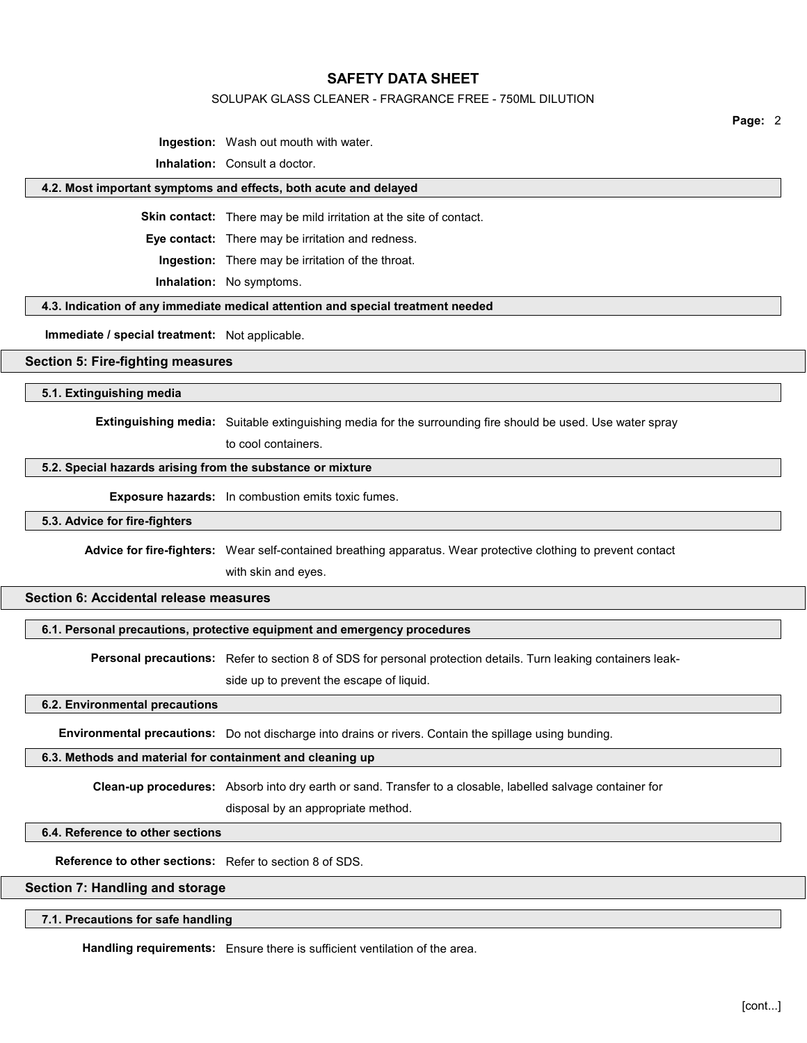**Ingestion:** Wash out mouth with water.

**Inhalation:** Consult a doctor.

### 4.2. Most important symptoms and effects, both acute and delayed

**Skin contact:** There may be mild irritation at the site of contact.

**Eye contact:** There may be irritation and redness.

**Ingestion:** There may be irritation of the throat.

**Inhalation:** No symptoms.

### 4.3. Indication of any immediate medical attention and special treatment needed

**Immediate / special treatment:** Not applicable.

## Section 5: Fire-fighting measures

### 5.1. Extinguishing media

**Extinguishing media:** Suitable extinguishing media for the surrounding fire should be used. Use water spray to cool containers.

### 5.2. Special hazards arising from the substance or mixture

**Exposure hazards:** In combustion emits toxic fumes.

### 5.3. Advice for fire-fighters

**Advice for fire-fighters:** Wear self-contained breathing apparatus. Wear protective clothing to prevent contact with skin and eyes.

## Section 6: Accidental release measures

### 6.1. Personal precautions, protective equipment and emergency procedures

**Personal precautions:** Refer to section 8 of SDS for personal protection details. Turn leaking containers leak-side up to prevent the escape of liquid.

### 6.2. Environmental precautions

**Environmental precautions:** Do not discharge into drains or rivers. Contain the spillage using bunding.

### 6.3. Methods and material for containment and cleaning up

**Clean-up procedures:** Absorb into dry earth or sand. Transfer to a closable, labelled salvage container for disposal by an appropriate method.

### 6.4. Reference to other sections

**Reference to other sections:** Refer to section 8 of SDS.

## Section 7: Handling and storage

### 7.1. Precautions for safe handling

**Handling requirements:** Ensure there is sufficient ventilation of the area.

[cont...]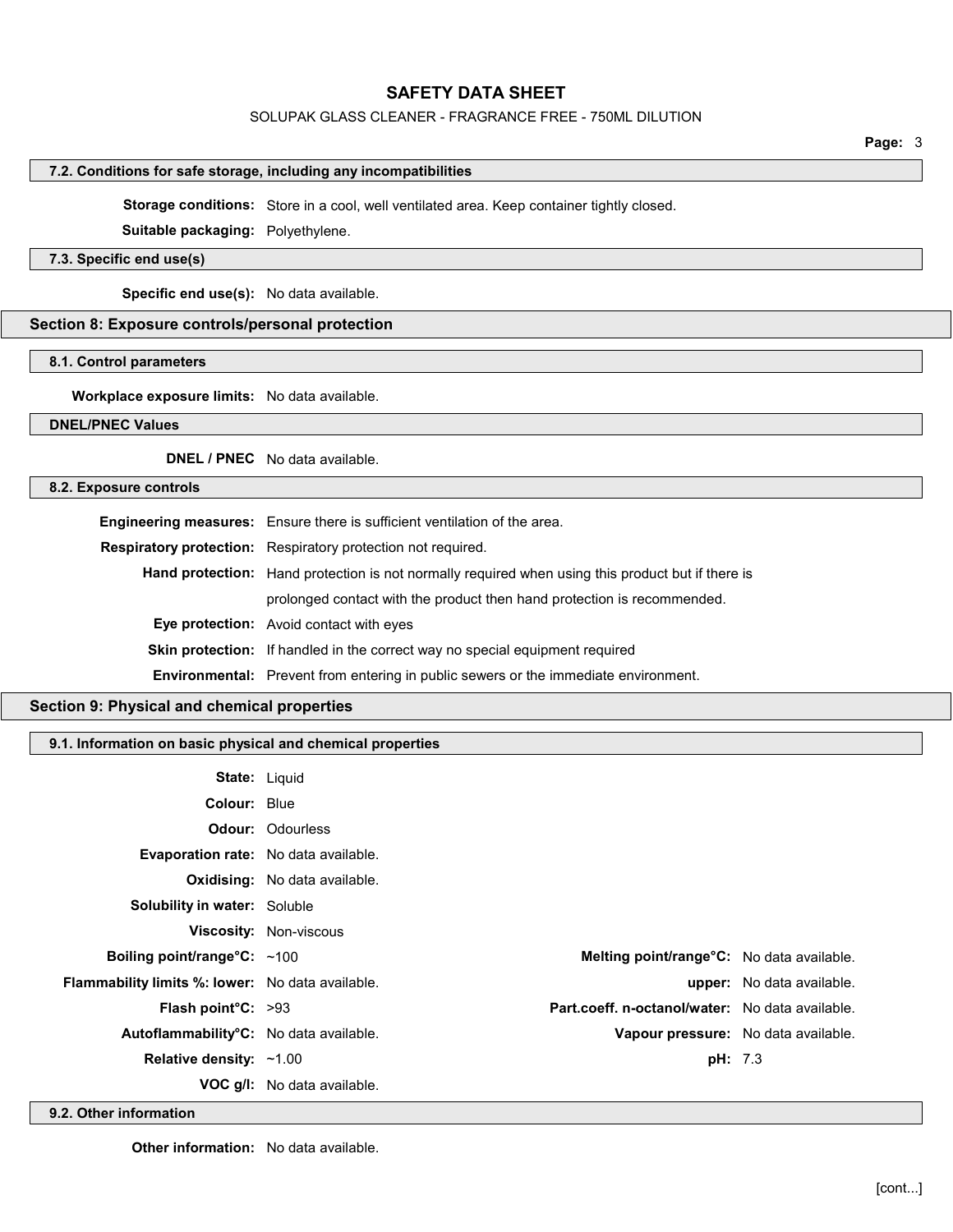### 7.2. Conditions for safe storage, including any incompatibilities

**Storage conditions:** Store in a cool, well ventilated area. Keep container tightly closed.

**Suitable packaging:** Polyethylene.

### 7.3. Specific end use(s)

**Specific end use(s):** No data available.

## Section 8: Exposure controls/personal protection

### 8.1. Control parameters

**Workplace exposure limits:** No data available.

### DNEL/PNEC Values

**DNEL / PNEC** No data available.

### 8.2. Exposure controls

**Engineering measures:** Ensure there is sufficient ventilation of the area.

**Respiratory protection:** Respiratory protection not required.

**Hand protection:** Hand protection is not normally required when using this product but if there is prolonged contact with the product then hand protection is recommended.

**Eye protection:** Avoid contact with eyes

**Skin protection:** If handled in the correct way no special equipment required

**Environmental:** Prevent from entering in public sewers or the immediate environment.

## Section 9: Physical and chemical properties

### 9.1. Information on basic physical and chemical properties

**State:** Liquid

**Colour:** Blue

**Odour:** Odourless

**Evaporation rate:** No data available.

**Oxidising:** No data available.

**Solubility in water:** Soluble

**Viscosity:** Non-viscous

**Boiling point/range°C:** ~100

**Melting point/range°C:** No data available.

**Flammability limits %: lower:** No data available.

**upper:** No data available.

**Flash point°C:** >93

**Part.coeff. n-octanol/water:** No data available.

**Autoflammability°C:** No data available.

**Vapour pressure:** No data available.

**Relative density:** ~1.00

**pH:** 7.3

**VOC g/l:** No data available.

### 9.2. Other information

**Other information:** No data available.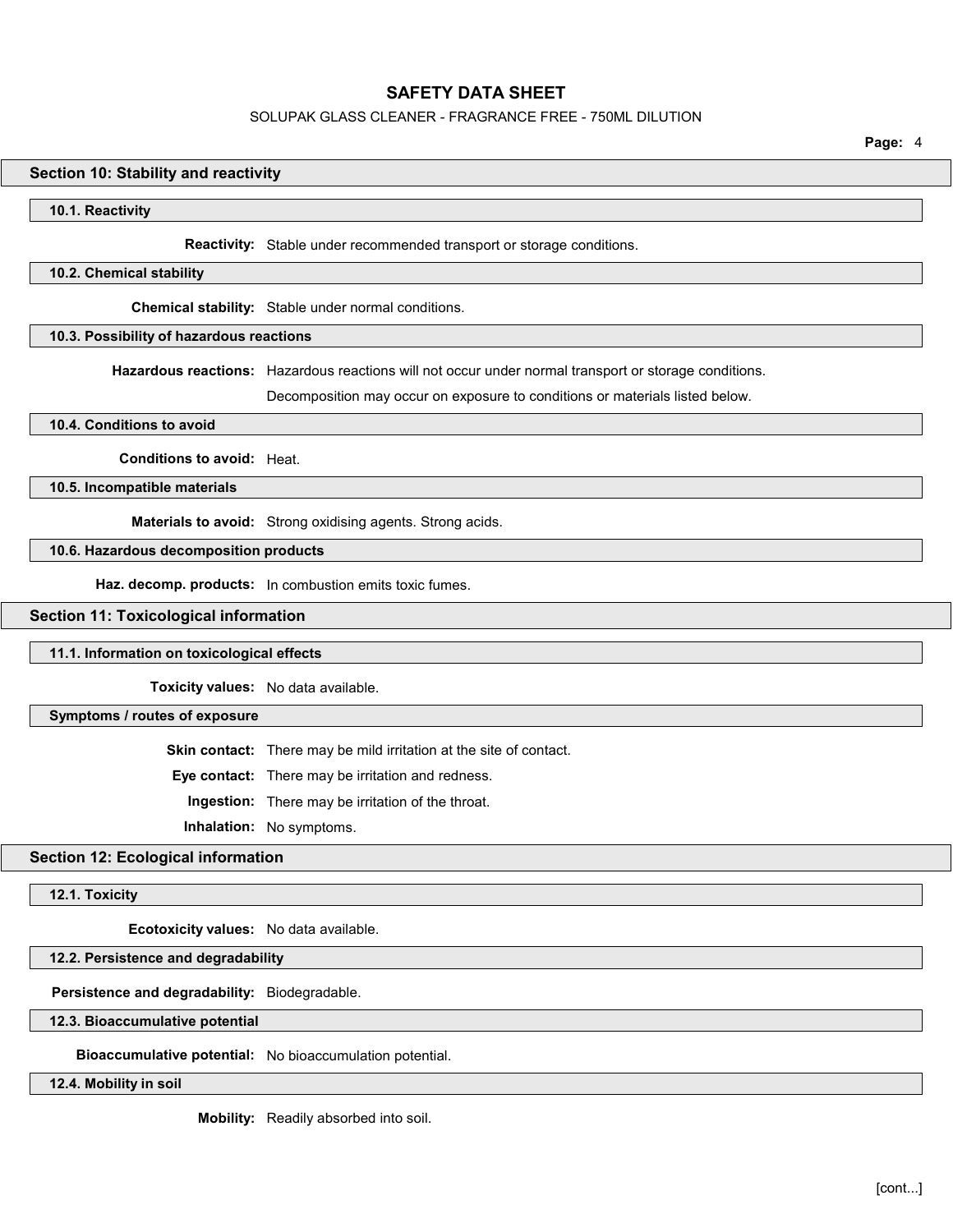## Section 10: Stability and reactivity

### 10.1. Reactivity

**Reactivity:** Stable under recommended transport or storage conditions.

### 10.2. Chemical stability

**Chemical stability:** Stable under normal conditions.

### 10.3. Possibility of hazardous reactions

**Hazardous reactions:** Hazardous reactions will not occur under normal transport or storage conditions.

Decomposition may occur on exposure to conditions or materials listed below.

### 10.4. Conditions to avoid

**Conditions to avoid:** Heat.

### 10.5. Incompatible materials

**Materials to avoid:** Strong oxidising agents. Strong acids.

### 10.6. Hazardous decomposition products

**Haz. decomp. products:** In combustion emits toxic fumes.

## Section 11: Toxicological information

### 11.1. Information on toxicological effects

**Toxicity values:** No data available.

### Symptoms / routes of exposure

**Skin contact:** There may be mild irritation at the site of contact.

**Eye contact:** There may be irritation and redness.

**Ingestion:** There may be irritation of the throat.

**Inhalation:** No symptoms.

## Section 12: Ecological information

### 12.1. Toxicity

**Ecotoxicity values:** No data available.

### 12.2. Persistence and degradability

**Persistence and degradability:** Biodegradable.

### 12.3. Bioaccumulative potential

**Bioaccumulative potential:** No bioaccumulation potential.

### 12.4. Mobility in soil

**Mobility:** Readily absorbed into soil.

[cont...]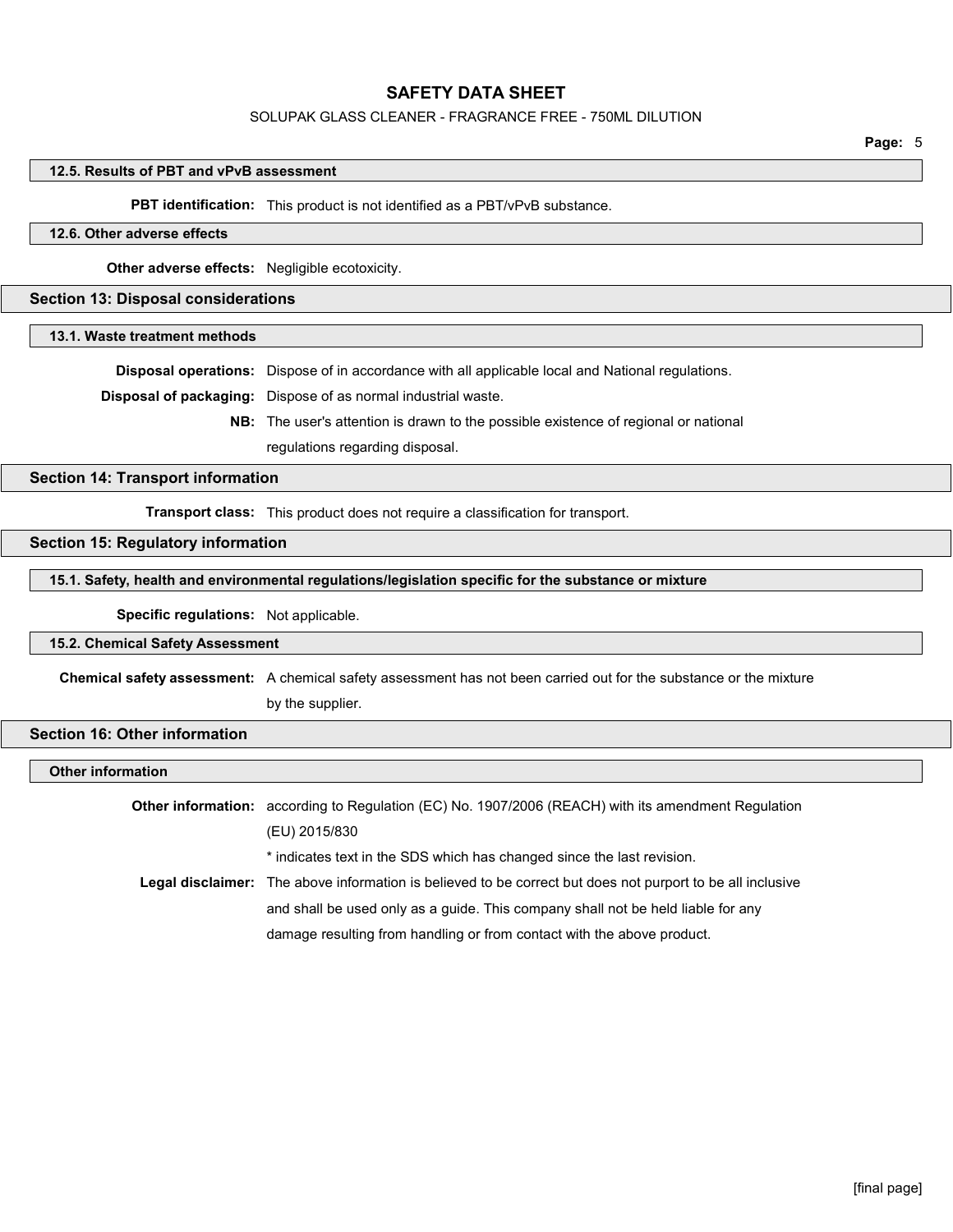### 12.5. Results of PBT and vPvB assessment

**PBT identification:** This product is not identified as a PBT/vPvB substance.

### 12.6. Other adverse effects

**Other adverse effects:** Negligible ecotoxicity.

## Section 13: Disposal considerations

### 13.1. Waste treatment methods

**Disposal operations:** Dispose of in accordance with all applicable local and National regulations.

**Disposal of packaging:** Dispose of as normal industrial waste.

**NB:** The user's attention is drawn to the possible existence of regional or national regulations regarding disposal.

## Section 14: Transport information

**Transport class:** This product does not require a classification for transport.

## Section 15: Regulatory information

### 15.1. Safety, health and environmental regulations/legislation specific for the substance or mixture

**Specific regulations:** Not applicable.

### 15.2. Chemical Safety Assessment

**Chemical safety assessment:** A chemical safety assessment has not been carried out for the substance or the mixture by the supplier.

## Section 16: Other information

### Other information

**Other information:** according to Regulation (EC) No. 1907/2006 (REACH) with its amendment Regulation (EU) 2015/830

* indicates text in the SDS which has changed since the last revision.

**Legal disclaimer:** The above information is believed to be correct but does not purport to be all inclusive and shall be used only as a guide. This company shall not be held liable for any damage resulting from handling or from contact with the above product.

[final page]